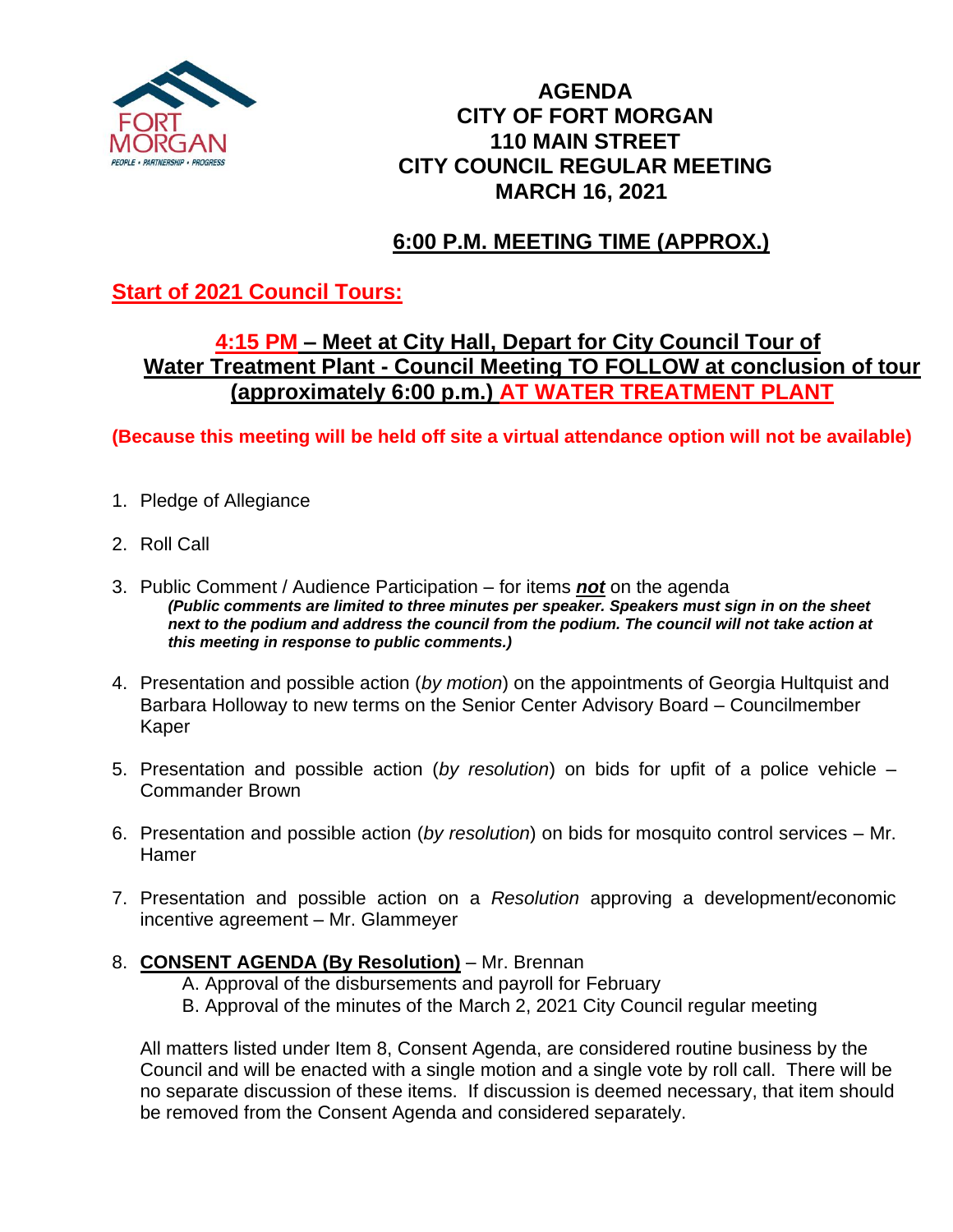# AGENDA
# CITY OF FORT MORGAN
# 110 MAIN STREET
# CITY COUNCIL REGULAR MEETING
# MARCH 16, 2021

## 6:00 P.M. MEETING TIME (APPROX.)

**Start of 2021 Council Tours:**

**4:15 PM – Meet at City Hall, Depart for City Council Tour of Water Treatment Plant - Council Meeting TO FOLLOW at conclusion of tour (approximately 6:00 p.m.) AT WATER TREATMENT PLANT**

**(Because this meeting will be held off site a virtual attendance option will not be available)**

1. Pledge of Allegiance

2. Roll Call

3. Public Comment / Audience Participation – for items ***not*** on the agenda
   ***(Public comments are limited to three minutes per speaker. Speakers must sign in on the sheet next to the podium and address the council from the podium. The council will not take action at this meeting in response to public comments.)***

4. Presentation and possible action (*by motion*) on the appointments of Georgia Hultquist and Barbara Holloway to new terms on the Senior Center Advisory Board – Councilmember Kaper

5. Presentation and possible action (*by resolution*) on bids for upfit of a police vehicle – Commander Brown

6. Presentation and possible action (*by resolution*) on bids for mosquito control services – Mr. Hamer

7. Presentation and possible action on a *Resolution* approving a development/economic incentive agreement – Mr. Glammeyer

8. **CONSENT AGENDA (By Resolution)** – Mr. Brennan
   A. Approval of the disbursements and payroll for February
   B. Approval of the minutes of the March 2, 2021 City Council regular meeting

   All matters listed under Item 8, Consent Agenda, are considered routine business by the Council and will be enacted with a single motion and a single vote by roll call. There will be no separate discussion of these items. If discussion is deemed necessary, that item should be removed from the Consent Agenda and considered separately.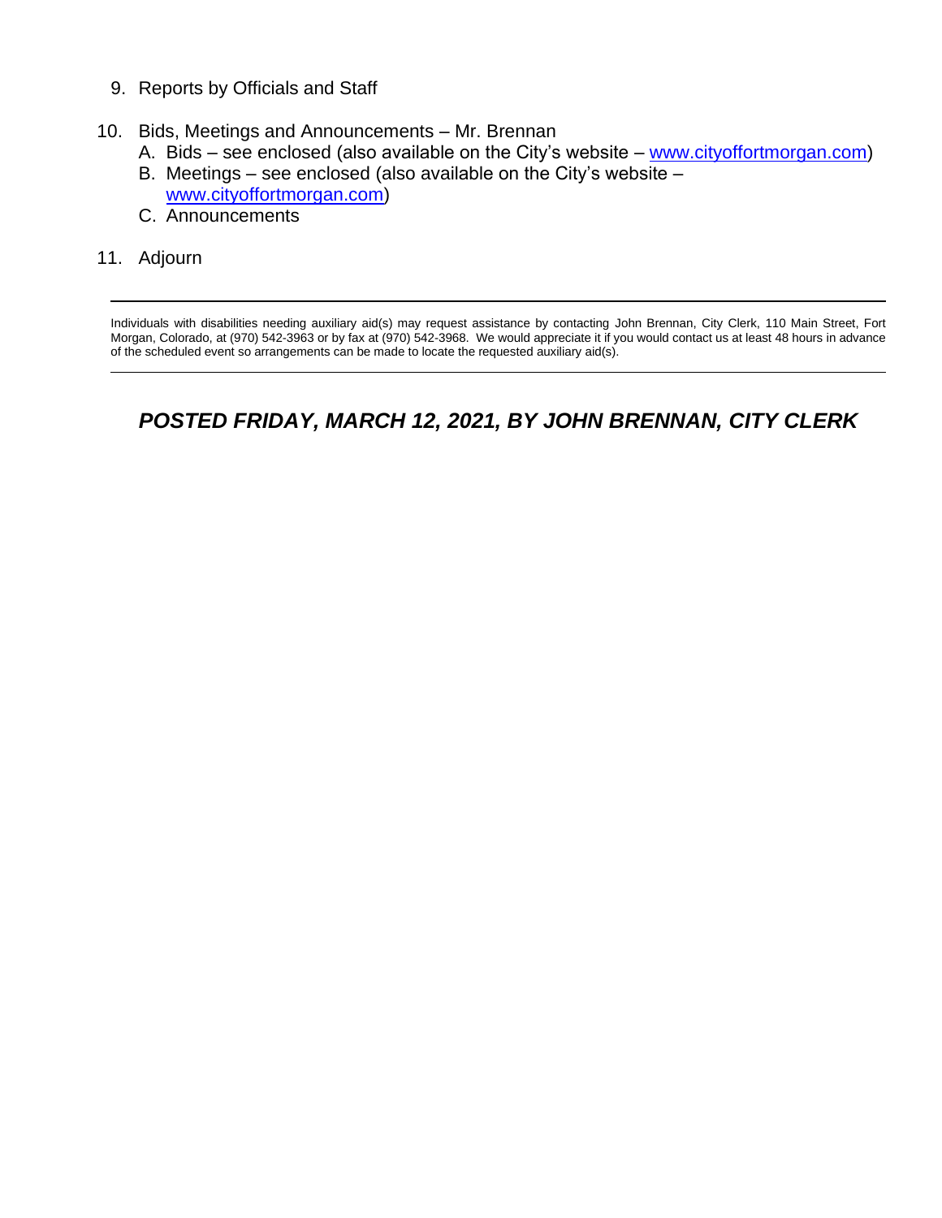9. Reports by Officials and Staff

10. Bids, Meetings and Announcements – Mr. Brennan
    A. Bids – see enclosed (also available on the City's website – www.cityoffortmorgan.com)
    B. Meetings – see enclosed (also available on the City's website – www.cityoffortmorgan.com)
    C. Announcements

11. Adjourn

---

Individuals with disabilities needing auxiliary aid(s) may request assistance by contacting John Brennan, City Clerk, 110 Main Street, Fort Morgan, Colorado, at (970) 542-3963 or by fax at (970) 542-3968. We would appreciate it if you would contact us at least 48 hours in advance of the scheduled event so arrangements can be made to locate the requested auxiliary aid(s).

---

***POSTED FRIDAY, MARCH 12, 2021, BY JOHN BRENNAN, CITY CLERK***